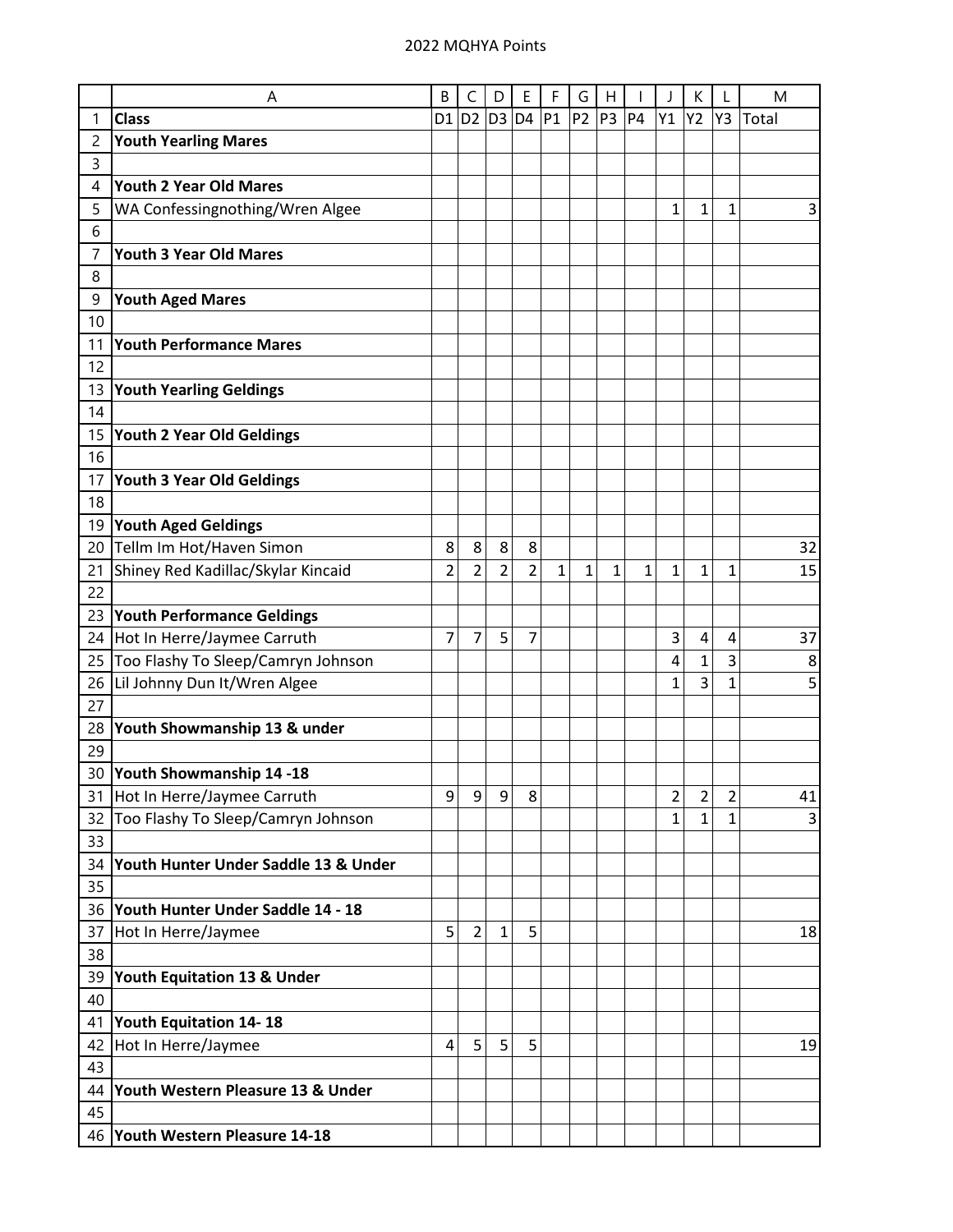2022 MQHYA Points

| | A | B | C | D | E | F | G | H | I | J | K | L | M |
|---|---|---|---|---|---|---|---|---|---|---|---|---|---|
| 1 | **Class** | D1 | D2 | D3 | D4 | P1 | P2 | P3 | P4 | Y1 | Y2 | Y3 | Total |
| 2 | **Youth Yearling Mares** | | | | | | | | | | | | |
| 3 | | | | | | | | | | | | | |
| 4 | **Youth 2 Year Old Mares** | | | | | | | | | | | | |
| 5 | WA Confessingnothing/Wren Algee | | | | | | | | | 1 | 1 | 1 | 3 |
| 6 | | | | | | | | | | | | | |
| 7 | **Youth 3 Year Old Mares** | | | | | | | | | | | | |
| 8 | | | | | | | | | | | | | |
| 9 | **Youth Aged Mares** | | | | | | | | | | | | |
| 10 | | | | | | | | | | | | | |
| 11 | **Youth Performance Mares** | | | | | | | | | | | | |
| 12 | | | | | | | | | | | | | |
| 13 | **Youth Yearling Geldings** | | | | | | | | | | | | |
| 14 | | | | | | | | | | | | | |
| 15 | **Youth 2 Year Old Geldings** | | | | | | | | | | | | |
| 16 | | | | | | | | | | | | | |
| 17 | **Youth 3 Year Old Geldings** | | | | | | | | | | | | |
| 18 | | | | | | | | | | | | | |
| 19 | **Youth Aged Geldings** | | | | | | | | | | | | |
| 20 | Tellm Im Hot/Haven Simon | 8 | 8 | 8 | 8 | | | | | | | | 32 |
| 21 | Shiney Red Kadillac/Skylar Kincaid | 2 | 2 | 2 | 2 | 1 | 1 | 1 | 1 | 1 | 1 | 1 | 15 |
| 22 | | | | | | | | | | | | | |
| 23 | **Youth Performance Geldings** | | | | | | | | | | | | |
| 24 | Hot In Herre/Jaymee Carruth | 7 | 7 | 5 | 7 | | | | | 3 | 4 | 4 | 37 |
| 25 | Too Flashy To Sleep/Camryn Johnson | | | | | | | | | 4 | 1 | 3 | 8 |
| 26 | Lil Johnny Dun It/Wren Algee | | | | | | | | | 1 | 3 | 1 | 5 |
| 27 | | | | | | | | | | | | | |
| 28 | **Youth Showmanship 13 & under** | | | | | | | | | | | | |
| 29 | | | | | | | | | | | | | |
| 30 | **Youth Showmanship 14 -18** | | | | | | | | | | | | |
| 31 | Hot In Herre/Jaymee Carruth | 9 | 9 | 9 | 8 | | | | | 2 | 2 | 2 | 41 |
| 32 | Too Flashy To Sleep/Camryn Johnson | | | | | | | | | 1 | 1 | 1 | 3 |
| 33 | | | | | | | | | | | | | |
| 34 | **Youth Hunter Under Saddle 13 & Under** | | | | | | | | | | | | |
| 35 | | | | | | | | | | | | | |
| 36 | **Youth Hunter Under Saddle 14 - 18** | | | | | | | | | | | | |
| 37 | Hot In Herre/Jaymee | 5 | 2 | 1 | 5 | | | | | | | | 18 |
| 38 | | | | | | | | | | | | | |
| 39 | **Youth Equitation 13 & Under** | | | | | | | | | | | | |
| 40 | | | | | | | | | | | | | |
| 41 | **Youth Equitation 14- 18** | | | | | | | | | | | | |
| 42 | Hot In Herre/Jaymee | 4 | 5 | 5 | 5 | | | | | | | | 19 |
| 43 | | | | | | | | | | | | | |
| 44 | **Youth Western Pleasure 13 & Under** | | | | | | | | | | | | |
| 45 | | | | | | | | | | | | | |
| 46 | **Youth Western Pleasure 14-18** | | | | | | | | | | | | |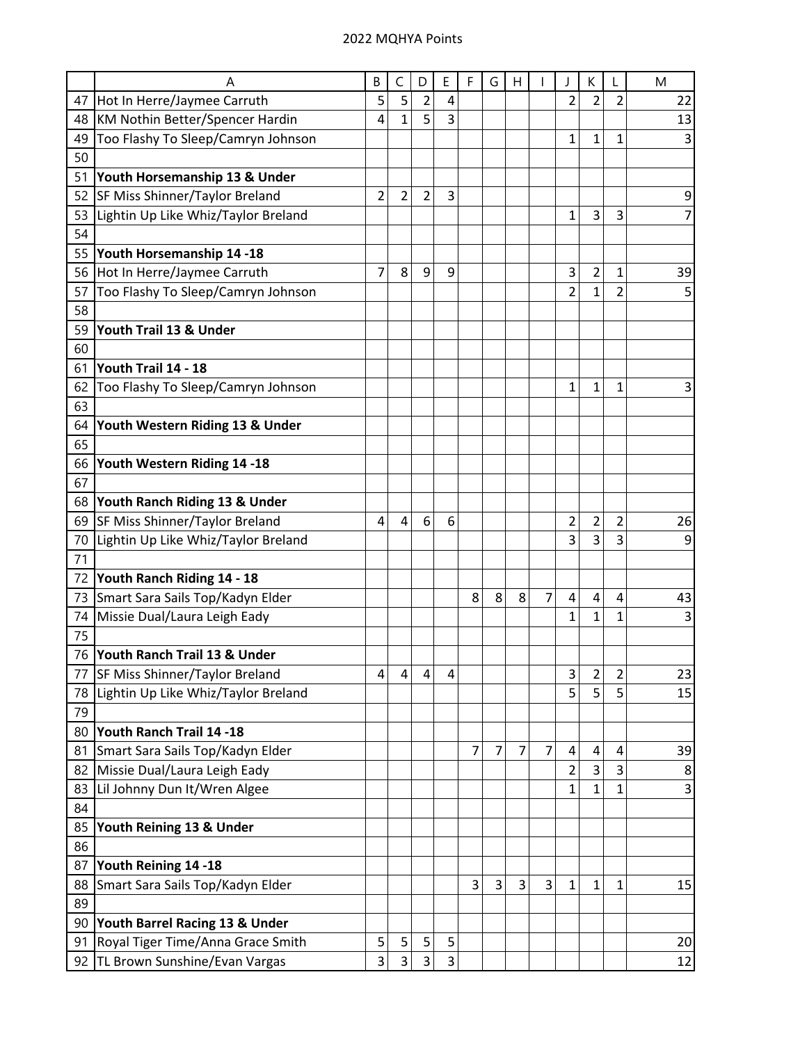2022 MQHYA Points

| | A | B | C | D | E | F | G | H | I | J | K | L | M |
|---|---|---|---|---|---|---|---|---|---|---|---|---|---|
| 47 | Hot In Herre/Jaymee Carruth | 5 | 5 | 2 | 4 | | | | | 2 | 2 | 2 | 22 |
| 48 | KM Nothin Better/Spencer Hardin | 4 | 1 | 5 | 3 | | | | | | | | 13 |
| 49 | Too Flashy To Sleep/Camryn Johnson | | | | | | | | | 1 | 1 | 1 | 3 |
| 50 | | | | | | | | | | | | | |
| 51 | **Youth Horsemanship 13 & Under** | | | | | | | | | | | | |
| 52 | SF Miss Shinner/Taylor Breland | 2 | 2 | 2 | 3 | | | | | | | | 9 |
| 53 | Lightin Up Like Whiz/Taylor Breland | | | | | | | | | 1 | 3 | 3 | 7 |
| 54 | | | | | | | | | | | | | |
| 55 | **Youth Horsemanship 14 -18** | | | | | | | | | | | | |
| 56 | Hot In Herre/Jaymee Carruth | 7 | 8 | 9 | 9 | | | | | 3 | 2 | 1 | 39 |
| 57 | Too Flashy To Sleep/Camryn Johnson | | | | | | | | | 2 | 1 | 2 | 5 |
| 58 | | | | | | | | | | | | | |
| 59 | **Youth Trail 13 & Under** | | | | | | | | | | | | |
| 60 | | | | | | | | | | | | | |
| 61 | **Youth Trail 14 - 18** | | | | | | | | | | | | |
| 62 | Too Flashy To Sleep/Camryn Johnson | | | | | | | | | 1 | 1 | 1 | 3 |
| 63 | | | | | | | | | | | | | |
| 64 | **Youth Western Riding 13 & Under** | | | | | | | | | | | | |
| 65 | | | | | | | | | | | | | |
| 66 | **Youth Western Riding 14 -18** | | | | | | | | | | | | |
| 67 | | | | | | | | | | | | | |
| 68 | **Youth Ranch Riding 13 & Under** | | | | | | | | | | | | |
| 69 | SF Miss Shinner/Taylor Breland | 4 | 4 | 6 | 6 | | | | | 2 | 2 | 2 | 26 |
| 70 | Lightin Up Like Whiz/Taylor Breland | | | | | | | | | 3 | 3 | 3 | 9 |
| 71 | | | | | | | | | | | | | |
| 72 | **Youth Ranch Riding 14 - 18** | | | | | | | | | | | | |
| 73 | Smart Sara Sails Top/Kadyn Elder | | | | | 8 | 8 | 8 | 7 | 4 | 4 | 4 | 43 |
| 74 | Missie Dual/Laura Leigh Eady | | | | | | | | | 1 | 1 | 1 | 3 |
| 75 | | | | | | | | | | | | | |
| 76 | **Youth Ranch Trail 13 & Under** | | | | | | | | | | | | |
| 77 | SF Miss Shinner/Taylor Breland | 4 | 4 | 4 | 4 | | | | | 3 | 2 | 2 | 23 |
| 78 | Lightin Up Like Whiz/Taylor Breland | | | | | | | | | 5 | 5 | 5 | 15 |
| 79 | | | | | | | | | | | | | |
| 80 | **Youth Ranch Trail 14 -18** | | | | | | | | | | | | |
| 81 | Smart Sara Sails Top/Kadyn Elder | | | | | 7 | 7 | 7 | 7 | 4 | 4 | 4 | 39 |
| 82 | Missie Dual/Laura Leigh Eady | | | | | | | | | 2 | 3 | 3 | 8 |
| 83 | Lil Johnny Dun It/Wren Algee | | | | | | | | | 1 | 1 | 1 | 3 |
| 84 | | | | | | | | | | | | | |
| 85 | **Youth Reining 13 & Under** | | | | | | | | | | | | |
| 86 | | | | | | | | | | | | | |
| 87 | **Youth Reining 14 -18** | | | | | | | | | | | | |
| 88 | Smart Sara Sails Top/Kadyn Elder | | | | | 3 | 3 | 3 | 3 | 1 | 1 | 1 | 15 |
| 89 | | | | | | | | | | | | | |
| 90 | **Youth Barrel Racing 13 & Under** | | | | | | | | | | | | |
| 91 | Royal Tiger Time/Anna Grace Smith | 5 | 5 | 5 | 5 | | | | | | | | 20 |
| 92 | TL Brown Sunshine/Evan Vargas | 3 | 3 | 3 | 3 | | | | | | | | 12 |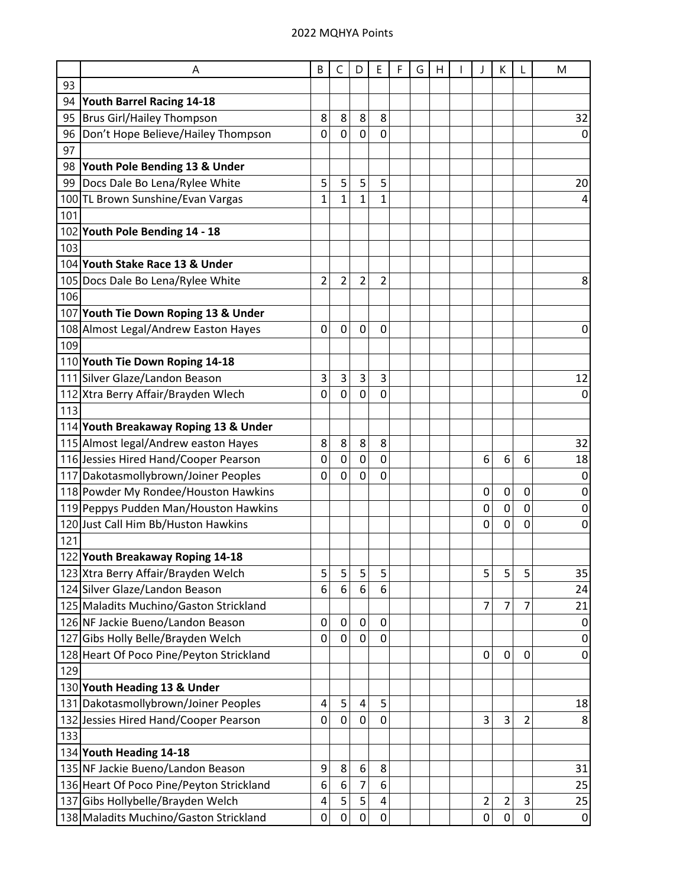## 2022 MQHYA Points

| | A | B | C | D | E | F | G | H | I | J | K | L | M |
|---|---|---|---|---|---|---|---|---|---|---|---|---|---|
| 93 | | | | | | | | | | | | | |
| 94 | **Youth Barrel Racing 14-18** | | | | | | | | | | | | |
| 95 | Brus Girl/Hailey Thompson | 8 | 8 | 8 | 8 | | | | | | | | 32 |
| 96 | Don't Hope Believe/Hailey Thompson | 0 | 0 | 0 | 0 | | | | | | | | 0 |
| 97 | | | | | | | | | | | | | |
| 98 | **Youth Pole Bending 13 & Under** | | | | | | | | | | | | |
| 99 | Docs Dale Bo Lena/Rylee White | 5 | 5 | 5 | 5 | | | | | | | | 20 |
| 100 | TL Brown Sunshine/Evan Vargas | 1 | 1 | 1 | 1 | | | | | | | | 4 |
| 101 | | | | | | | | | | | | | |
| 102 | **Youth Pole Bending 14 - 18** | | | | | | | | | | | | |
| 103 | | | | | | | | | | | | | |
| 104 | **Youth Stake Race 13 & Under** | | | | | | | | | | | | |
| 105 | Docs Dale Bo Lena/Rylee White | 2 | 2 | 2 | 2 | | | | | | | | 8 |
| 106 | | | | | | | | | | | | | |
| 107 | **Youth Tie Down Roping 13 & Under** | | | | | | | | | | | | |
| 108 | Almost Legal/Andrew Easton Hayes | 0 | 0 | 0 | 0 | | | | | | | | 0 |
| 109 | | | | | | | | | | | | | |
| 110 | **Youth Tie Down Roping 14-18** | | | | | | | | | | | | |
| 111 | Silver Glaze/Landon Beason | 3 | 3 | 3 | 3 | | | | | | | | 12 |
| 112 | Xtra Berry Affair/Brayden Wlech | 0 | 0 | 0 | 0 | | | | | | | | 0 |
| 113 | | | | | | | | | | | | | |
| 114 | **Youth Breakaway Roping 13 & Under** | | | | | | | | | | | | |
| 115 | Almost legal/Andrew easton Hayes | 8 | 8 | 8 | 8 | | | | | | | | 32 |
| 116 | Jessies Hired Hand/Cooper Pearson | 0 | 0 | 0 | 0 | | | | | 6 | 6 | 6 | 18 |
| 117 | Dakotasmollybrown/Joiner Peoples | 0 | 0 | 0 | 0 | | | | | | | | 0 |
| 118 | Powder My Rondee/Houston Hawkins | | | | | | | | | 0 | 0 | 0 | 0 |
| 119 | Peppys Pudden Man/Houston Hawkins | | | | | | | | | 0 | 0 | 0 | 0 |
| 120 | Just Call Him Bb/Huston Hawkins | | | | | | | | | 0 | 0 | 0 | 0 |
| 121 | | | | | | | | | | | | | |
| 122 | **Youth Breakaway Roping 14-18** | | | | | | | | | | | | |
| 123 | Xtra Berry Affair/Brayden Welch | 5 | 5 | 5 | 5 | | | | | 5 | 5 | 5 | 35 |
| 124 | Silver Glaze/Landon Beason | 6 | 6 | 6 | 6 | | | | | | | | 24 |
| 125 | Maladits Muchino/Gaston Strickland | | | | | | | | | 7 | 7 | 7 | 21 |
| 126 | NF Jackie Bueno/Landon Beason | 0 | 0 | 0 | 0 | | | | | | | | 0 |
| 127 | Gibs Holly Belle/Brayden Welch | 0 | 0 | 0 | 0 | | | | | | | | 0 |
| 128 | Heart Of Poco Pine/Peyton Strickland | | | | | | | | | 0 | 0 | 0 | 0 |
| 129 | | | | | | | | | | | | | |
| 130 | **Youth Heading 13 & Under** | | | | | | | | | | | | |
| 131 | Dakotasmollybrown/Joiner Peoples | 4 | 5 | 4 | 5 | | | | | | | | 18 |
| 132 | Jessies Hired Hand/Cooper Pearson | 0 | 0 | 0 | 0 | | | | | 3 | 3 | 2 | 8 |
| 133 | | | | | | | | | | | | | |
| 134 | **Youth Heading 14-18** | | | | | | | | | | | | |
| 135 | NF Jackie Bueno/Landon Beason | 9 | 8 | 6 | 8 | | | | | | | | 31 |
| 136 | Heart Of Poco Pine/Peyton Strickland | 6 | 6 | 7 | 6 | | | | | | | | 25 |
| 137 | Gibs Hollybelle/Brayden Welch | 4 | 5 | 5 | 4 | | | | | 2 | 2 | 3 | 25 |
| 138 | Maladits Muchino/Gaston Strickland | 0 | 0 | 0 | 0 | | | | | 0 | 0 | 0 | 0 |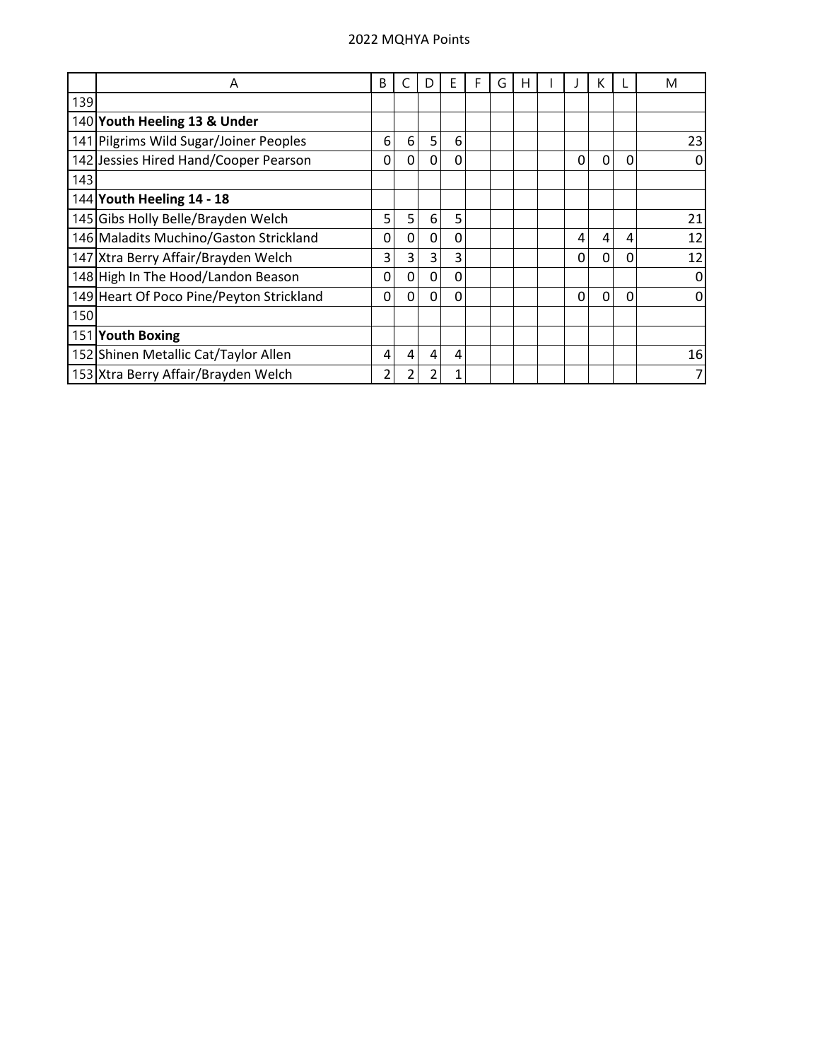2022 MQHYA Points

| | A | B | C | D | E | F | G | H | I | J | K | L | M |
|---|---|---|---|---|---|---|---|---|---|---|---|---|---|
| 139 | | | | | | | | | | | | | |
| 140 | **Youth Heeling 13 & Under** | | | | | | | | | | | | |
| 141 | Pilgrims Wild Sugar/Joiner Peoples | 6 | 6 | 5 | 6 | | | | | | | | 23 |
| 142 | Jessies Hired Hand/Cooper Pearson | 0 | 0 | 0 | 0 | | | | | 0 | 0 | 0 | 0 |
| 143 | | | | | | | | | | | | | |
| 144 | **Youth Heeling 14 - 18** | | | | | | | | | | | | |
| 145 | Gibs Holly Belle/Brayden Welch | 5 | 5 | 6 | 5 | | | | | | | | 21 |
| 146 | Maladits Muchino/Gaston Strickland | 0 | 0 | 0 | 0 | | | | | 4 | 4 | 4 | 12 |
| 147 | Xtra Berry Affair/Brayden Welch | 3 | 3 | 3 | 3 | | | | | 0 | 0 | 0 | 12 |
| 148 | High In The Hood/Landon Beason | 0 | 0 | 0 | 0 | | | | | | | | 0 |
| 149 | Heart Of Poco Pine/Peyton Strickland | 0 | 0 | 0 | 0 | | | | | 0 | 0 | 0 | 0 |
| 150 | | | | | | | | | | | | | |
| 151 | **Youth Boxing** | | | | | | | | | | | | |
| 152 | Shinen Metallic Cat/Taylor Allen | 4 | 4 | 4 | 4 | | | | | | | | 16 |
| 153 | Xtra Berry Affair/Brayden Welch | 2 | 2 | 2 | 1 | | | | | | | | 7 |